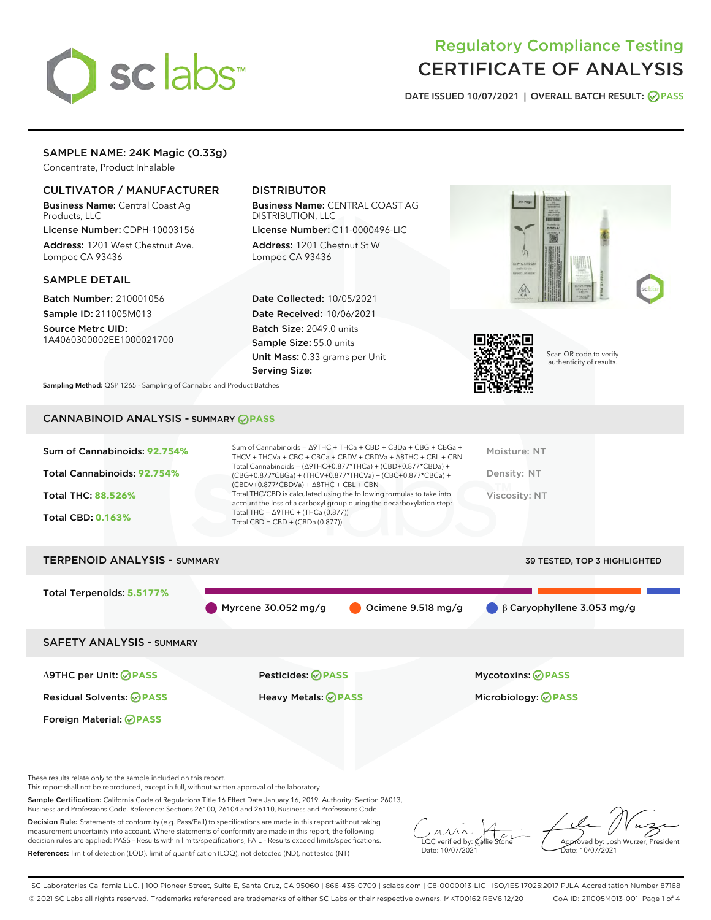# Regulatory Compliance Testing
# CERTIFICATE OF ANALYSIS

DATE ISSUED 10/07/2021 | OVERALL BATCH RESULT: PASS

## SAMPLE NAME: 24K Magic (0.33g)

Concentrate, Product Inhalable

### CULTIVATOR / MANUFACTURER

**Business Name:** Central Coast Ag Products, LLC

**License Number:** CDPH-10003156

**Address:** 1201 West Chestnut Ave. Lompoc CA 93436

### DISTRIBUTOR

**Business Name:** CENTRAL COAST AG DISTRIBUTION, LLC

**License Number:** C11-0000496-LIC

**Address:** 1201 Chestnut St W Lompoc CA 93436

### SAMPLE DETAIL

**Batch Number:** 210001056

**Sample ID:** 211005M013

**Source Metrc UID:** 1A4060300002EE1000021700

**Date Collected:** 10/05/2021

**Date Received:** 10/06/2021

**Batch Size:** 2049.0 units

**Sample Size:** 55.0 units

**Unit Mass:** 0.33 grams per Unit

**Serving Size:**

Scan QR code to verify authenticity of results.

**Sampling Method:** QSP 1265 - Sampling of Cannabis and Product Batches

## CANNABINOID ANALYSIS - SUMMARY PASS

**Sum of Cannabinoids:** 92.754%

**Total Cannabinoids:** 92.754%

**Total THC:** 88.526%

**Total CBD:** 0.163%

Sum of Cannabinoids = Δ9THC + THCa + CBD + CBDa + CBG + CBGa + THCV + THCVa + CBC + CBCa + CBDV + CBDVa + Δ8THC + CBL + CBN

Total Cannabinoids = (Δ9THC+0.877*THCa) + (CBD+0.877*CBDa) + (CBG+0.877*CBGa) + (THCV+0.877*THCVa) + (CBC+0.877*CBCa) + (CBDV+0.877*CBDVa) + Δ8THC + CBL + CBN

Total THC/CBD is calculated using the following formulas to take into account the loss of a carboxyl group during the decarboxylation step:

Total THC = Δ9THC + (THCa (0.877))

Total CBD = CBD + (CBDa (0.877))

Moisture: NT

Density: NT

Viscosity: NT

## TERPENOID ANALYSIS - SUMMARY

39 TESTED, TOP 3 HIGHLIGHTED

**Total Terpenoids:** 5.5177%

Myrcene 30.052 mg/g | Ocimene 9.518 mg/g | β Caryophyllene 3.053 mg/g

## SAFETY ANALYSIS - SUMMARY

Δ9THC per Unit: PASS

Pesticides: PASS

Mycotoxins: PASS

Residual Solvents: PASS

Heavy Metals: PASS

Microbiology: PASS

Foreign Material: PASS

These results relate only to the sample included on this report.
This report shall not be reproduced, except in full, without written approval of the laboratory.

**Sample Certification:** California Code of Regulations Title 16 Effect Date January 16, 2019. Authority: Section 26013, Business and Professions Code. Reference: Sections 26100, 26104 and 26110, Business and Professions Code.

**Decision Rule:** Statements of conformity (e.g. Pass/Fail) to specifications are made in this report without taking measurement uncertainty into account. Where statements of conformity are made in this report, the following decision rules are applied: PASS - Results within limits/specifications, FAIL - Results exceed limits/specifications.

**References:** limit of detection (LOD), limit of quantification (LOQ), not detected (ND), not tested (NT)

LQC verified by: Callie Stone
Date: 10/07/2021

Approved by: Josh Wurzer, President
Date: 10/07/2021

SC Laboratories California LLC. | 100 Pioneer Street, Suite E, Santa Cruz, CA 95060 | 866-435-0709 | sclabs.com | C8-0000013-LIC | ISO/IES 17025:2017 PJLA Accreditation Number 87168
© 2021 SC Labs all rights reserved. Trademarks referenced are trademarks of either SC Labs or their respective owners. MKT00162 REV6 12/20 CoA ID: 211005M013-001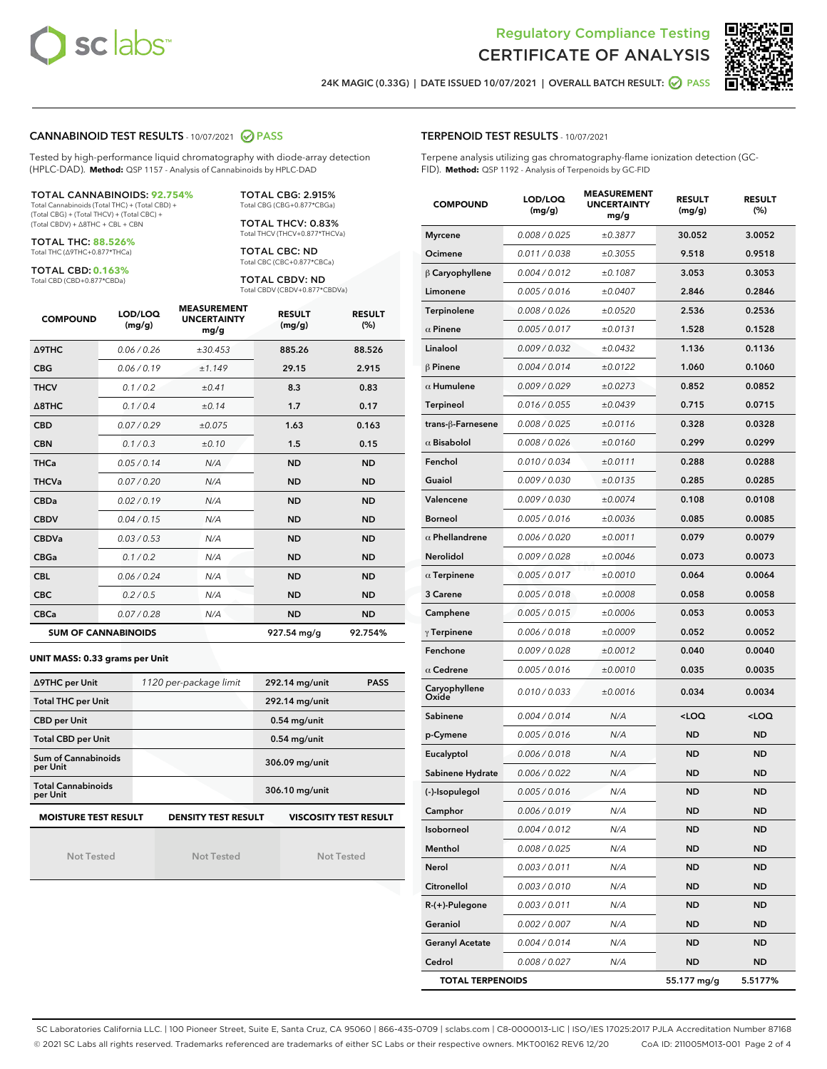# Regulatory Compliance Testing
# CERTIFICATE OF ANALYSIS

24K MAGIC (0.33G) | DATE ISSUED 10/07/2021 | OVERALL BATCH RESULT: PASS

## CANNABINOID TEST RESULTS - 10/07/2021 PASS

Tested by high-performance liquid chromatography with diode-array detection (HPLC-DAD). **Method:** QSP 1157 - Analysis of Cannabinoids by HPLC-DAD

**TOTAL CANNABINOIDS: 92.754%**
Total Cannabinoids (Total THC) + (Total CBD) + (Total CBG) + (Total THCV) + (Total CBC) + (Total CBDV) + Δ8THC + CBL + CBN

**TOTAL THC: 88.526%**
Total THC (Δ9THC+0.877*THCa)

**TOTAL CBD: 0.163%**
Total CBD (CBD+0.877*CBDa)

**TOTAL CBG: 2.915%**
Total CBG (CBG+0.877*CBGa)

**TOTAL THCV: 0.83%**
Total THCV (THCV+0.877*THCVa)

**TOTAL CBC: ND**
Total CBC (CBC+0.877*CBCa)

**TOTAL CBDV: ND**
Total CBDV (CBDV+0.877*CBDVa)

| COMPOUND | LOD/LOQ (mg/g) | MEASUREMENT UNCERTAINTY mg/g | RESULT (mg/g) | RESULT (%) |
|---|---|---|---|---|
| Δ9THC | 0.06 / 0.26 | ±30.453 | 885.26 | 88.526 |
| CBG | 0.06 / 0.19 | ±1.149 | 29.15 | 2.915 |
| THCV | 0.1 / 0.2 | ±0.41 | 8.3 | 0.83 |
| Δ8THC | 0.1 / 0.4 | ±0.14 | 1.7 | 0.17 |
| CBD | 0.07 / 0.29 | ±0.075 | 1.63 | 0.163 |
| CBN | 0.1 / 0.3 | ±0.10 | 1.5 | 0.15 |
| THCa | 0.05 / 0.14 | N/A | ND | ND |
| THCVa | 0.07 / 0.20 | N/A | ND | ND |
| CBDa | 0.02 / 0.19 | N/A | ND | ND |
| CBDV | 0.04 / 0.15 | N/A | ND | ND |
| CBDVa | 0.03 / 0.53 | N/A | ND | ND |
| CBGa | 0.1 / 0.2 | N/A | ND | ND |
| CBL | 0.06 / 0.24 | N/A | ND | ND |
| CBC | 0.2 / 0.5 | N/A | ND | ND |
| CBCa | 0.07 / 0.28 | N/A | ND | ND |
| **SUM OF CANNABINOIDS** | | | 927.54 mg/g | 92.754% |

**UNIT MASS: 0.33 grams per Unit**

| Δ9THC per Unit | 1120 per-package limit | 292.14 mg/unit | PASS |
|---|---|---|---|
| Total THC per Unit | | 292.14 mg/unit | |
| CBD per Unit | | 0.54 mg/unit | |
| Total CBD per Unit | | 0.54 mg/unit | |
| Sum of Cannabinoids per Unit | | 306.09 mg/unit | |
| Total Cannabinoids per Unit | | 306.10 mg/unit | |

| MOISTURE TEST RESULT | DENSITY TEST RESULT | VISCOSITY TEST RESULT |
|---|---|---|
| Not Tested | Not Tested | Not Tested |

## TERPENOID TEST RESULTS - 10/07/2021

Terpene analysis utilizing gas chromatography-flame ionization detection (GC-FID). **Method:** QSP 1192 - Analysis of Terpenoids by GC-FID

| COMPOUND | LOD/LOQ (mg/g) | MEASUREMENT UNCERTAINTY mg/g | RESULT (mg/g) | RESULT (%) |
|---|---|---|---|---|
| Myrcene | 0.008 / 0.025 | ±0.3877 | 30.052 | 3.0052 |
| Ocimene | 0.011 / 0.038 | ±0.3055 | 9.518 | 0.9518 |
| β Caryophyllene | 0.004 / 0.012 | ±0.1087 | 3.053 | 0.3053 |
| Limonene | 0.005 / 0.016 | ±0.0407 | 2.846 | 0.2846 |
| Terpinolene | 0.008 / 0.026 | ±0.0520 | 2.536 | 0.2536 |
| α Pinene | 0.005 / 0.017 | ±0.0131 | 1.528 | 0.1528 |
| Linalool | 0.009 / 0.032 | ±0.0432 | 1.136 | 0.1136 |
| β Pinene | 0.004 / 0.014 | ±0.0122 | 1.060 | 0.1060 |
| α Humulene | 0.009 / 0.029 | ±0.0273 | 0.852 | 0.0852 |
| Terpineol | 0.016 / 0.055 | ±0.0439 | 0.715 | 0.0715 |
| trans-β-Farnesene | 0.008 / 0.025 | ±0.0116 | 0.328 | 0.0328 |
| α Bisabolol | 0.008 / 0.026 | ±0.0160 | 0.299 | 0.0299 |
| Fenchol | 0.010 / 0.034 | ±0.0111 | 0.288 | 0.0288 |
| Guaiol | 0.009 / 0.030 | ±0.0135 | 0.285 | 0.0285 |
| Valencene | 0.009 / 0.030 | ±0.0074 | 0.108 | 0.0108 |
| Borneol | 0.005 / 0.016 | ±0.0036 | 0.085 | 0.0085 |
| α Phellandrene | 0.006 / 0.020 | ±0.0011 | 0.079 | 0.0079 |
| Nerolidol | 0.009 / 0.028 | ±0.0046 | 0.073 | 0.0073 |
| α Terpinene | 0.005 / 0.017 | ±0.0010 | 0.064 | 0.0064 |
| 3 Carene | 0.005 / 0.018 | ±0.0008 | 0.058 | 0.0058 |
| Camphene | 0.005 / 0.015 | ±0.0006 | 0.053 | 0.0053 |
| γ Terpinene | 0.006 / 0.018 | ±0.0009 | 0.052 | 0.0052 |
| Fenchone | 0.009 / 0.028 | ±0.0012 | 0.040 | 0.0040 |
| α Cedrene | 0.005 / 0.016 | ±0.0010 | 0.035 | 0.0035 |
| Caryophyllene Oxide | 0.010 / 0.033 | ±0.0016 | 0.034 | 0.0034 |
| Sabinene | 0.004 / 0.014 | N/A | <LOQ | <LOQ |
| p-Cymene | 0.005 / 0.016 | N/A | ND | ND |
| Eucalyptol | 0.006 / 0.018 | N/A | ND | ND |
| Sabinene Hydrate | 0.006 / 0.022 | N/A | ND | ND |
| (-)-Isopulegol | 0.005 / 0.016 | N/A | ND | ND |
| Camphor | 0.006 / 0.019 | N/A | ND | ND |
| Isoborneol | 0.004 / 0.012 | N/A | ND | ND |
| Menthol | 0.008 / 0.025 | N/A | ND | ND |
| Nerol | 0.003 / 0.011 | N/A | ND | ND |
| Citronellol | 0.003 / 0.010 | N/A | ND | ND |
| R-(+)-Pulegone | 0.003 / 0.011 | N/A | ND | ND |
| Geraniol | 0.002 / 0.007 | N/A | ND | ND |
| Geranyl Acetate | 0.004 / 0.014 | N/A | ND | ND |
| Cedrol | 0.008 / 0.027 | N/A | ND | ND |
| **TOTAL TERPENOIDS** | | | 55.177 mg/g | 5.5177% |

SC Laboratories California LLC. | 100 Pioneer Street, Suite E, Santa Cruz, CA 95060 | 866-435-0709 | sclabs.com | C8-0000013-LIC | ISO/IES 17025:2017 PJLA Accreditation Number 87168
© 2021 SC Labs all rights reserved. Trademarks referenced are trademarks of either SC Labs or their respective owners. MKT00162 REV6 12/20 CoA ID: 211005M013-001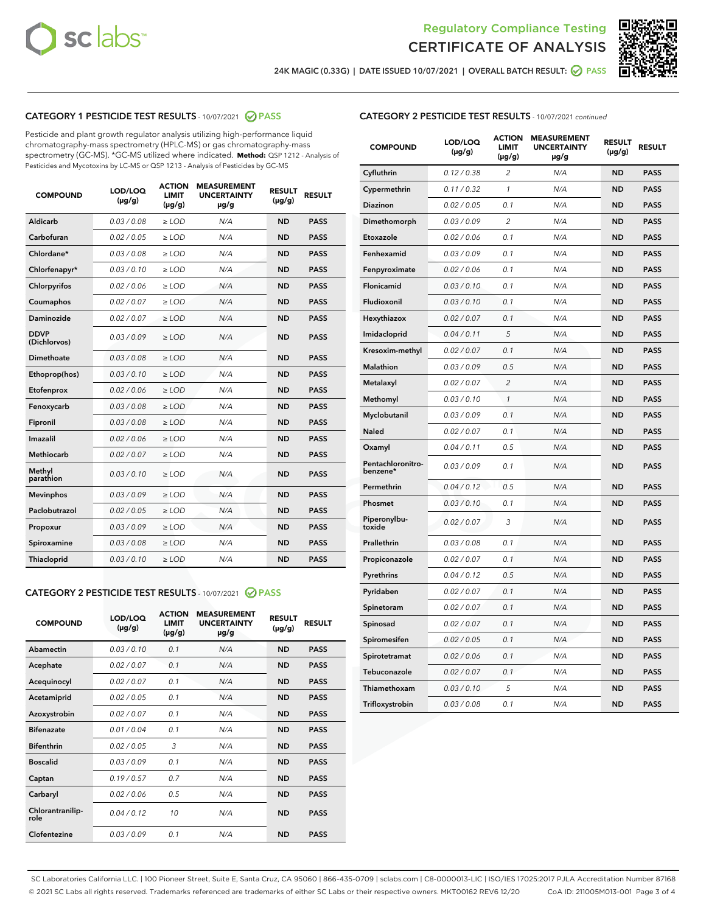Regulatory Compliance Testing
CERTIFICATE OF ANALYSIS

24K MAGIC (0.33G) | DATE ISSUED 10/07/2021 | OVERALL BATCH RESULT: PASS

## CATEGORY 1 PESTICIDE TEST RESULTS - 10/07/2021 PASS

Pesticide and plant growth regulator analysis utilizing high-performance liquid chromatography-mass spectrometry (HPLC-MS) or gas chromatography-mass spectrometry (GC-MS). *GC-MS utilized where indicated. **Method:** QSP 1212 - Analysis of Pesticides and Mycotoxins by LC-MS or QSP 1213 - Analysis of Pesticides by GC-MS

| COMPOUND | LOD/LOQ (µg/g) | ACTION LIMIT (µg/g) | MEASUREMENT UNCERTAINTY µg/g | RESULT (µg/g) | RESULT |
|---|---|---|---|---|---|
| Aldicarb | 0.03 / 0.08 | ≥ LOD | N/A | ND | PASS |
| Carbofuran | 0.02 / 0.05 | ≥ LOD | N/A | ND | PASS |
| Chlordane* | 0.03 / 0.08 | ≥ LOD | N/A | ND | PASS |
| Chlorfenapyr* | 0.03 / 0.10 | ≥ LOD | N/A | ND | PASS |
| Chlorpyrifos | 0.02 / 0.06 | ≥ LOD | N/A | ND | PASS |
| Coumaphos | 0.02 / 0.07 | ≥ LOD | N/A | ND | PASS |
| Daminozide | 0.02 / 0.07 | ≥ LOD | N/A | ND | PASS |
| DDVP (Dichlorvos) | 0.03 / 0.09 | ≥ LOD | N/A | ND | PASS |
| Dimethoate | 0.03 / 0.08 | ≥ LOD | N/A | ND | PASS |
| Ethoprop(hos) | 0.03 / 0.10 | ≥ LOD | N/A | ND | PASS |
| Etofenprox | 0.02 / 0.06 | ≥ LOD | N/A | ND | PASS |
| Fenoxycarb | 0.03 / 0.08 | ≥ LOD | N/A | ND | PASS |
| Fipronil | 0.03 / 0.08 | ≥ LOD | N/A | ND | PASS |
| Imazalil | 0.02 / 0.06 | ≥ LOD | N/A | ND | PASS |
| Methiocarb | 0.02 / 0.07 | ≥ LOD | N/A | ND | PASS |
| Methyl parathion | 0.03 / 0.10 | ≥ LOD | N/A | ND | PASS |
| Mevinphos | 0.03 / 0.09 | ≥ LOD | N/A | ND | PASS |
| Paclobutrazol | 0.02 / 0.05 | ≥ LOD | N/A | ND | PASS |
| Propoxur | 0.03 / 0.09 | ≥ LOD | N/A | ND | PASS |
| Spiroxamine | 0.03 / 0.08 | ≥ LOD | N/A | ND | PASS |
| Thiacloprid | 0.03 / 0.10 | ≥ LOD | N/A | ND | PASS |

## CATEGORY 2 PESTICIDE TEST RESULTS - 10/07/2021 PASS

| COMPOUND | LOD/LOQ (µg/g) | ACTION LIMIT (µg/g) | MEASUREMENT UNCERTAINTY µg/g | RESULT (µg/g) | RESULT |
|---|---|---|---|---|---|
| Abamectin | 0.03 / 0.10 | 0.1 | N/A | ND | PASS |
| Acephate | 0.02 / 0.07 | 0.1 | N/A | ND | PASS |
| Acequinocyl | 0.02 / 0.07 | 0.1 | N/A | ND | PASS |
| Acetamiprid | 0.02 / 0.05 | 0.1 | N/A | ND | PASS |
| Azoxystrobin | 0.02 / 0.07 | 0.1 | N/A | ND | PASS |
| Bifenazate | 0.01 / 0.04 | 0.1 | N/A | ND | PASS |
| Bifenthrin | 0.02 / 0.05 | 3 | N/A | ND | PASS |
| Boscalid | 0.03 / 0.09 | 0.1 | N/A | ND | PASS |
| Captan | 0.19 / 0.57 | 0.7 | N/A | ND | PASS |
| Carbaryl | 0.02 / 0.06 | 0.5 | N/A | ND | PASS |
| Chlorantraniliprole | 0.04 / 0.12 | 10 | N/A | ND | PASS |
| Clofentezine | 0.03 / 0.09 | 0.1 | N/A | ND | PASS |
| Cyfluthrin | 0.12 / 0.38 | 2 | N/A | ND | PASS |
| Cypermethrin | 0.11 / 0.32 | 1 | N/A | ND | PASS |
| Diazinon | 0.02 / 0.05 | 0.1 | N/A | ND | PASS |
| Dimethomorph | 0.03 / 0.09 | 2 | N/A | ND | PASS |
| Etoxazole | 0.02 / 0.06 | 0.1 | N/A | ND | PASS |
| Fenhexamid | 0.03 / 0.09 | 0.1 | N/A | ND | PASS |
| Fenpyroximate | 0.02 / 0.06 | 0.1 | N/A | ND | PASS |
| Flonicamid | 0.03 / 0.10 | 0.1 | N/A | ND | PASS |
| Fludioxonil | 0.03 / 0.10 | 0.1 | N/A | ND | PASS |
| Hexythiazox | 0.02 / 0.07 | 0.1 | N/A | ND | PASS |
| Imidacloprid | 0.04 / 0.11 | 5 | N/A | ND | PASS |
| Kresoxim-methyl | 0.02 / 0.07 | 0.1 | N/A | ND | PASS |
| Malathion | 0.03 / 0.09 | 0.5 | N/A | ND | PASS |
| Metalaxyl | 0.02 / 0.07 | 2 | N/A | ND | PASS |
| Methomyl | 0.03 / 0.10 | 1 | N/A | ND | PASS |
| Myclobutanil | 0.03 / 0.09 | 0.1 | N/A | ND | PASS |
| Naled | 0.02 / 0.07 | 0.1 | N/A | ND | PASS |
| Oxamyl | 0.04 / 0.11 | 0.5 | N/A | ND | PASS |
| Pentachloronitrobenzene* | 0.03 / 0.09 | 0.1 | N/A | ND | PASS |
| Permethrin | 0.04 / 0.12 | 0.5 | N/A | ND | PASS |
| Phosmet | 0.03 / 0.10 | 0.1 | N/A | ND | PASS |
| Piperonylbutoxide | 0.02 / 0.07 | 3 | N/A | ND | PASS |
| Prallethrin | 0.03 / 0.08 | 0.1 | N/A | ND | PASS |
| Propiconazole | 0.02 / 0.07 | 0.1 | N/A | ND | PASS |
| Pyrethrins | 0.04 / 0.12 | 0.5 | N/A | ND | PASS |
| Pyridaben | 0.02 / 0.07 | 0.1 | N/A | ND | PASS |
| Spinetoram | 0.02 / 0.07 | 0.1 | N/A | ND | PASS |
| Spinosad | 0.02 / 0.07 | 0.1 | N/A | ND | PASS |
| Spiromesifen | 0.02 / 0.05 | 0.1 | N/A | ND | PASS |
| Spirotetramat | 0.02 / 0.06 | 0.1 | N/A | ND | PASS |
| Tebuconazole | 0.02 / 0.07 | 0.1 | N/A | ND | PASS |
| Thiamethoxam | 0.03 / 0.10 | 5 | N/A | ND | PASS |
| Trifloxystrobin | 0.03 / 0.08 | 0.1 | N/A | ND | PASS |

SC Laboratories California LLC. | 100 Pioneer Street, Suite E, Santa Cruz, CA 95060 | 866-435-0709 | sclabs.com | C8-0000013-LIC | ISO/IES 17025:2017 PJLA Accreditation Number 87168
© 2021 SC Labs all rights reserved. Trademarks referenced are trademarks of either SC Labs or their respective owners. MKT00162 REV6 12/20 CoA ID: 211005M013-001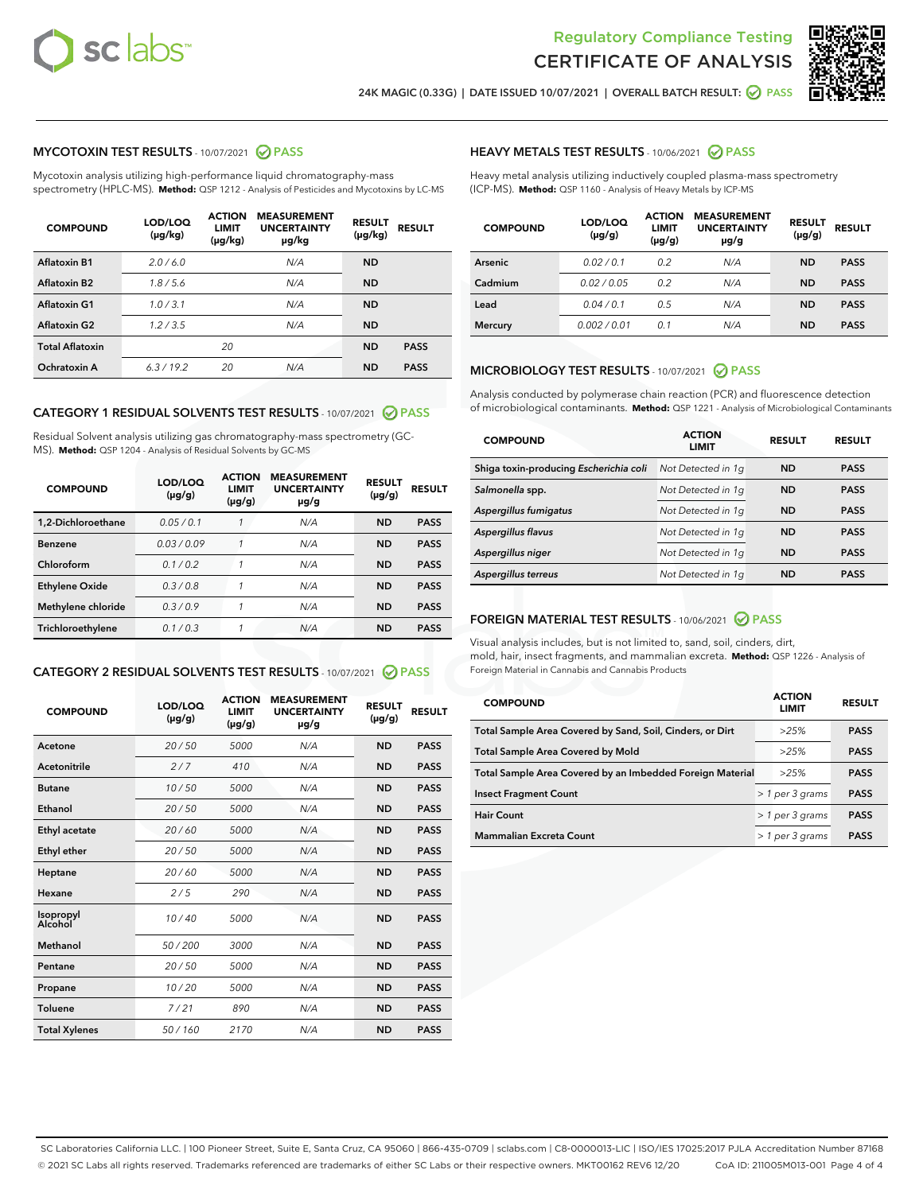Regulatory Compliance Testing

# CERTIFICATE OF ANALYSIS

24K MAGIC (0.33G) | DATE ISSUED 10/07/2021 | OVERALL BATCH RESULT: PASS

## MYCOTOXIN TEST RESULTS - 10/07/2021 PASS

Mycotoxin analysis utilizing high-performance liquid chromatography-mass spectrometry (HPLC-MS). **Method:** QSP 1212 - Analysis of Pesticides and Mycotoxins by LC-MS

| COMPOUND | LOD/LOQ (μg/kg) | ACTION LIMIT (μg/kg) | MEASUREMENT UNCERTAINTY μg/kg | RESULT (μg/kg) | RESULT |
|---|---|---|---|---|---|
| Aflatoxin B1 | 2.0 / 6.0 | | N/A | ND | |
| Aflatoxin B2 | 1.8 / 5.6 | | N/A | ND | |
| Aflatoxin G1 | 1.0 / 3.1 | | N/A | ND | |
| Aflatoxin G2 | 1.2 / 3.5 | | N/A | ND | |
| Total Aflatoxin | | 20 | | ND | PASS |
| Ochratoxin A | 6.3 / 19.2 | 20 | N/A | ND | PASS |

## CATEGORY 1 RESIDUAL SOLVENTS TEST RESULTS - 10/07/2021 PASS

Residual Solvent analysis utilizing gas chromatography-mass spectrometry (GC-MS). **Method:** QSP 1204 - Analysis of Residual Solvents by GC-MS

| COMPOUND | LOD/LOQ (μg/g) | ACTION LIMIT (μg/g) | MEASUREMENT UNCERTAINTY μg/g | RESULT (μg/g) | RESULT |
|---|---|---|---|---|---|
| 1,2-Dichloroethane | 0.05 / 0.1 | 1 | N/A | ND | PASS |
| Benzene | 0.03 / 0.09 | 1 | N/A | ND | PASS |
| Chloroform | 0.1 / 0.2 | 1 | N/A | ND | PASS |
| Ethylene Oxide | 0.3 / 0.8 | 1 | N/A | ND | PASS |
| Methylene chloride | 0.3 / 0.9 | 1 | N/A | ND | PASS |
| Trichloroethylene | 0.1 / 0.3 | 1 | N/A | ND | PASS |

## CATEGORY 2 RESIDUAL SOLVENTS TEST RESULTS - 10/07/2021 PASS

| COMPOUND | LOD/LOQ (μg/g) | ACTION LIMIT (μg/g) | MEASUREMENT UNCERTAINTY μg/g | RESULT (μg/g) | RESULT |
|---|---|---|---|---|---|
| Acetone | 20 / 50 | 5000 | N/A | ND | PASS |
| Acetonitrile | 2 / 7 | 410 | N/A | ND | PASS |
| Butane | 10 / 50 | 5000 | N/A | ND | PASS |
| Ethanol | 20 / 50 | 5000 | N/A | ND | PASS |
| Ethyl acetate | 20 / 60 | 5000 | N/A | ND | PASS |
| Ethyl ether | 20 / 50 | 5000 | N/A | ND | PASS |
| Heptane | 20 / 60 | 5000 | N/A | ND | PASS |
| Hexane | 2 / 5 | 290 | N/A | ND | PASS |
| Isopropyl Alcohol | 10 / 40 | 5000 | N/A | ND | PASS |
| Methanol | 50 / 200 | 3000 | N/A | ND | PASS |
| Pentane | 20 / 50 | 5000 | N/A | ND | PASS |
| Propane | 10 / 20 | 5000 | N/A | ND | PASS |
| Toluene | 7 / 21 | 890 | N/A | ND | PASS |
| Total Xylenes | 50 / 160 | 2170 | N/A | ND | PASS |

## HEAVY METALS TEST RESULTS - 10/06/2021 PASS

Heavy metal analysis utilizing inductively coupled plasma-mass spectrometry (ICP-MS). **Method:** QSP 1160 - Analysis of Heavy Metals by ICP-MS

| COMPOUND | LOD/LOQ (μg/g) | ACTION LIMIT (μg/g) | MEASUREMENT UNCERTAINTY μg/g | RESULT (μg/g) | RESULT |
|---|---|---|---|---|---|
| Arsenic | 0.02 / 0.1 | 0.2 | N/A | ND | PASS |
| Cadmium | 0.02 / 0.05 | 0.2 | N/A | ND | PASS |
| Lead | 0.04 / 0.1 | 0.5 | N/A | ND | PASS |
| Mercury | 0.002 / 0.01 | 0.1 | N/A | ND | PASS |

## MICROBIOLOGY TEST RESULTS - 10/07/2021 PASS

Analysis conducted by polymerase chain reaction (PCR) and fluorescence detection of microbiological contaminants. **Method:** QSP 1221 - Analysis of Microbiological Contaminants

| COMPOUND | ACTION LIMIT | RESULT | RESULT |
|---|---|---|---|
| Shiga toxin-producing *Escherichia coli* | Not Detected in 1g | ND | PASS |
| *Salmonella* spp. | Not Detected in 1g | ND | PASS |
| *Aspergillus fumigatus* | Not Detected in 1g | ND | PASS |
| *Aspergillus flavus* | Not Detected in 1g | ND | PASS |
| *Aspergillus niger* | Not Detected in 1g | ND | PASS |
| *Aspergillus terreus* | Not Detected in 1g | ND | PASS |

## FOREIGN MATERIAL TEST RESULTS - 10/06/2021 PASS

Visual analysis includes, but is not limited to, sand, soil, cinders, dirt, mold, hair, insect fragments, and mammalian excreta. **Method:** QSP 1226 - Analysis of Foreign Material in Cannabis and Cannabis Products

| COMPOUND | ACTION LIMIT | RESULT |
|---|---|---|
| Total Sample Area Covered by Sand, Soil, Cinders, or Dirt | >25% | PASS |
| Total Sample Area Covered by Mold | >25% | PASS |
| Total Sample Area Covered by an Imbedded Foreign Material | >25% | PASS |
| Insect Fragment Count | > 1 per 3 grams | PASS |
| Hair Count | > 1 per 3 grams | PASS |
| Mammalian Excreta Count | > 1 per 3 grams | PASS |

SC Laboratories California LLC. | 100 Pioneer Street, Suite E, Santa Cruz, CA 95060 | 866-435-0709 | sclabs.com | C8-0000013-LIC | ISO/IES 17025:2017 PJLA Accreditation Number 87168
© 2021 SC Labs all rights reserved. Trademarks referenced are trademarks of either SC Labs or their respective owners. MKT00162 REV6 12/20 CoA ID: 211005M013-001